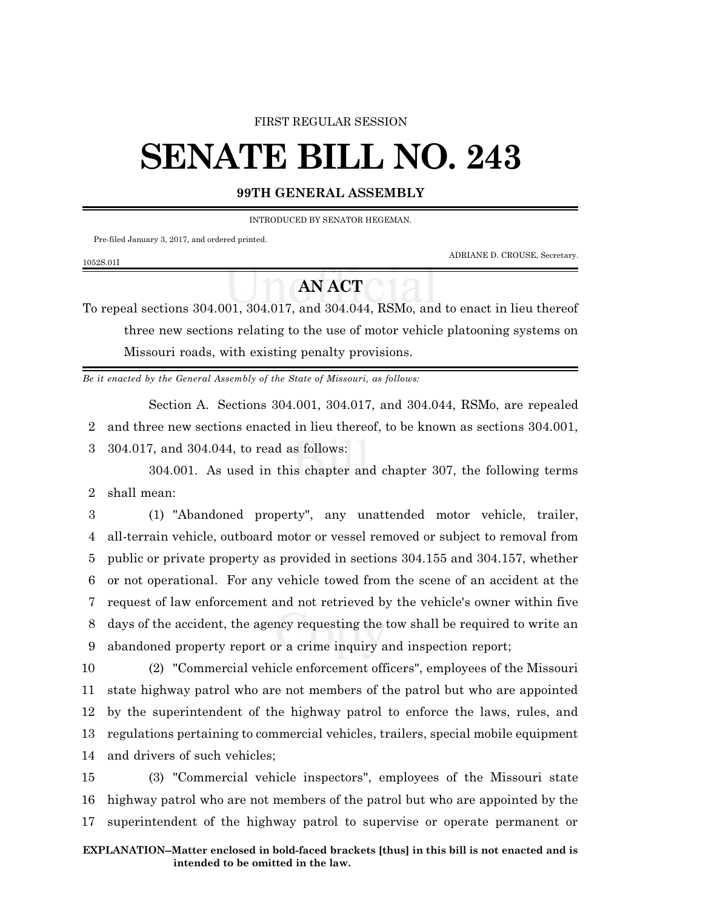FIRST REGULAR SESSION

# SENATE BILL NO. 243

### 99TH GENERAL ASSEMBLY

INTRODUCED BY SENATOR HEGEMAN.

Pre-filed January 3, 2017, and ordered printed.

ADRIANE D. CROUSE, Secretary.

1052S.01I

## AN ACT

To repeal sections 304.001, 304.017, and 304.044, RSMo, and to enact in lieu thereof three new sections relating to the use of motor vehicle platooning systems on Missouri roads, with existing penalty provisions.

*Be it enacted by the General Assembly of the State of Missouri, as follows:*

Section A. Sections 304.001, 304.017, and 304.044, RSMo, are repealed
2 and three new sections enacted in lieu thereof, to be known as sections 304.001,
3 304.017, and 304.044, to read as follows:

304.001. As used in this chapter and chapter 307, the following terms
2 shall mean:

3 (1) "Abandoned property", any unattended motor vehicle, trailer,
4 all-terrain vehicle, outboard motor or vessel removed or subject to removal from
5 public or private property as provided in sections 304.155 and 304.157, whether
6 or not operational. For any vehicle towed from the scene of an accident at the
7 request of law enforcement and not retrieved by the vehicle's owner within five
8 days of the accident, the agency requesting the tow shall be required to write an
9 abandoned property report or a crime inquiry and inspection report;

10 (2) "Commercial vehicle enforcement officers", employees of the Missouri
11 state highway patrol who are not members of the patrol but who are appointed
12 by the superintendent of the highway patrol to enforce the laws, rules, and
13 regulations pertaining to commercial vehicles, trailers, special mobile equipment
14 and drivers of such vehicles;

15 (3) "Commercial vehicle inspectors", employees of the Missouri state
16 highway patrol who are not members of the patrol but who are appointed by the
17 superintendent of the highway patrol to supervise or operate permanent or

**EXPLANATION–Matter enclosed in bold-faced brackets [thus] in this bill is not enacted and is intended to be omitted in the law.**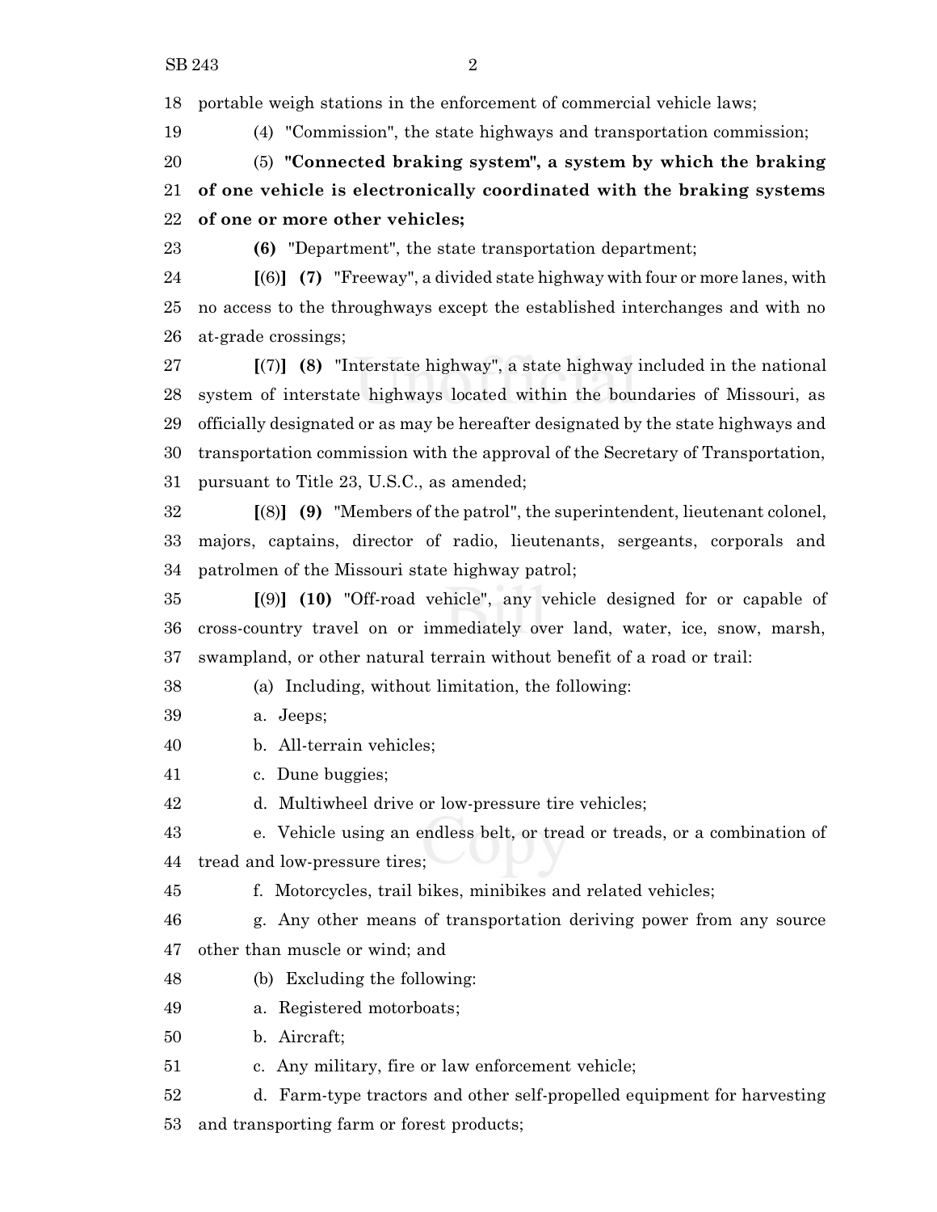portable weigh stations in the enforcement of commercial vehicle laws;

(4) "Commission", the state highways and transportation commission;

(5) **"Connected braking system", a system by which the braking of one vehicle is electronically coordinated with the braking systems of one or more other vehicles;**

**(6)** "Department", the state transportation department;

**[**(6)**] (7)** "Freeway", a divided state highway with four or more lanes, with no access to the throughways except the established interchanges and with no at-grade crossings;

**[**(7)**] (8)** "Interstate highway", a state highway included in the national system of interstate highways located within the boundaries of Missouri, as officially designated or as may be hereafter designated by the state highways and transportation commission with the approval of the Secretary of Transportation, pursuant to Title 23, U.S.C., as amended;

**[**(8)**] (9)** "Members of the patrol", the superintendent, lieutenant colonel, majors, captains, director of radio, lieutenants, sergeants, corporals and patrolmen of the Missouri state highway patrol;

**[**(9)**] (10)** "Off-road vehicle", any vehicle designed for or capable of cross-country travel on or immediately over land, water, ice, snow, marsh, swampland, or other natural terrain without benefit of a road or trail:

(a) Including, without limitation, the following:

a. Jeeps;

b. All-terrain vehicles;

c. Dune buggies;

d. Multiwheel drive or low-pressure tire vehicles;

e. Vehicle using an endless belt, or tread or treads, or a combination of tread and low-pressure tires;

f. Motorcycles, trail bikes, minibikes and related vehicles;

g. Any other means of transportation deriving power from any source other than muscle or wind; and

(b) Excluding the following:

a. Registered motorboats;

b. Aircraft;

c. Any military, fire or law enforcement vehicle;

d. Farm-type tractors and other self-propelled equipment for harvesting and transporting farm or forest products;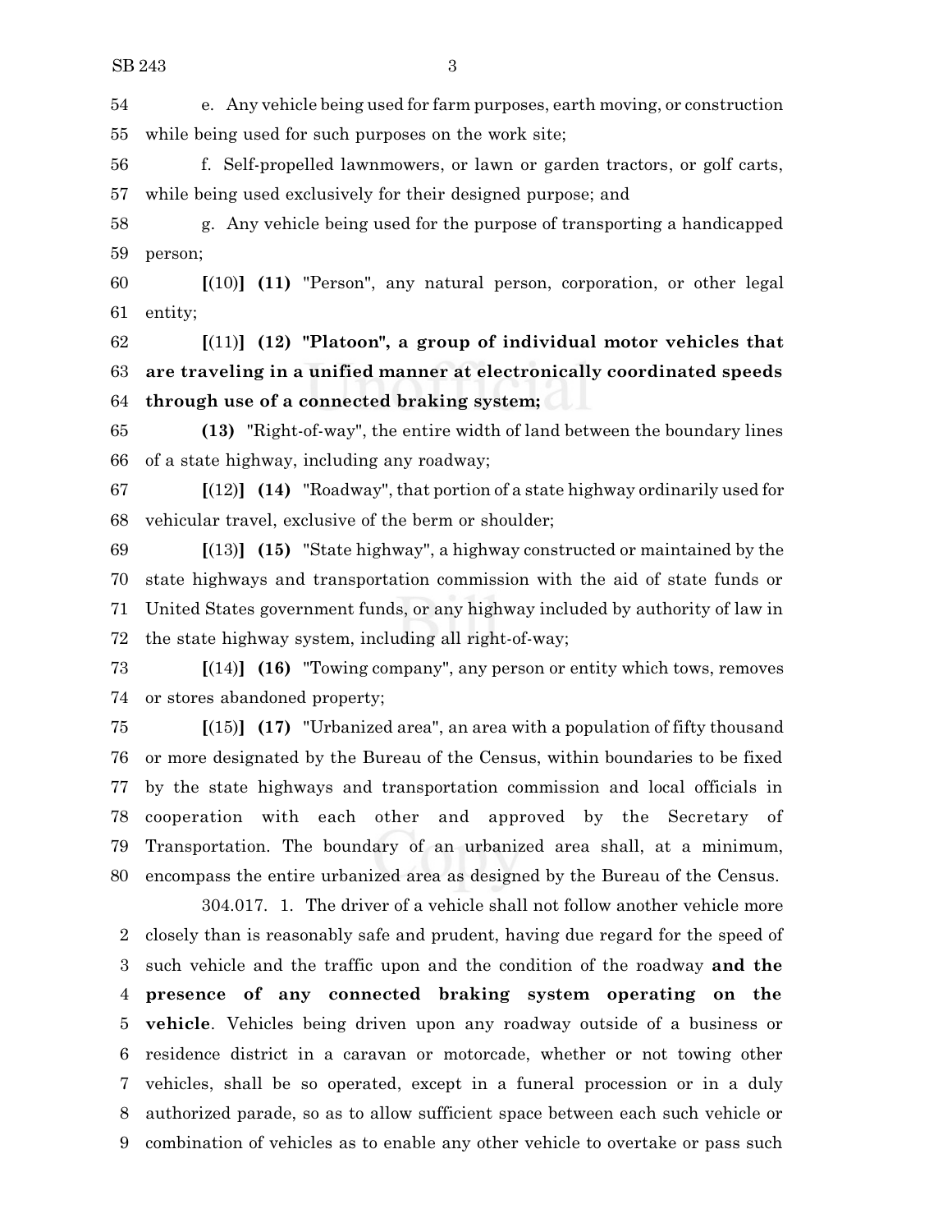54 e. Any vehicle being used for farm purposes, earth moving, or construction
55 while being used for such purposes on the work site;

56 f. Self-propelled lawnmowers, or lawn or garden tractors, or golf carts,
57 while being used exclusively for their designed purpose; and

58 g. Any vehicle being used for the purpose of transporting a handicapped
59 person;

60 [(10)] **(11)** "Person", any natural person, corporation, or other legal
61 entity;

62 [(11)] **(12) "Platoon", a group of individual motor vehicles that**
63 **are traveling in a unified manner at electronically coordinated speeds**
64 **through use of a connected braking system;**

65 **(13)** "Right-of-way", the entire width of land between the boundary lines
66 of a state highway, including any roadway;

67 [(12)] **(14)** "Roadway", that portion of a state highway ordinarily used for
68 vehicular travel, exclusive of the berm or shoulder;

69 [(13)] **(15)** "State highway", a highway constructed or maintained by the
70 state highways and transportation commission with the aid of state funds or
71 United States government funds, or any highway included by authority of law in
72 the state highway system, including all right-of-way;

73 [(14)] **(16)** "Towing company", any person or entity which tows, removes
74 or stores abandoned property;

75 [(15)] **(17)** "Urbanized area", an area with a population of fifty thousand
76 or more designated by the Bureau of the Census, within boundaries to be fixed
77 by the state highways and transportation commission and local officials in
78 cooperation with each other and approved by the Secretary of
79 Transportation. The boundary of an urbanized area shall, at a minimum,
80 encompass the entire urbanized area as designed by the Bureau of the Census.

304.017. 1. The driver of a vehicle shall not follow another vehicle more
2 closely than is reasonably safe and prudent, having due regard for the speed of
3 such vehicle and the traffic upon and the condition of the roadway **and the**
4 **presence of any connected braking system operating on the**
5 **vehicle**. Vehicles being driven upon any roadway outside of a business or
6 residence district in a caravan or motorcade, whether or not towing other
7 vehicles, shall be so operated, except in a funeral procession or in a duly
8 authorized parade, so as to allow sufficient space between each such vehicle or
9 combination of vehicles as to enable any other vehicle to overtake or pass such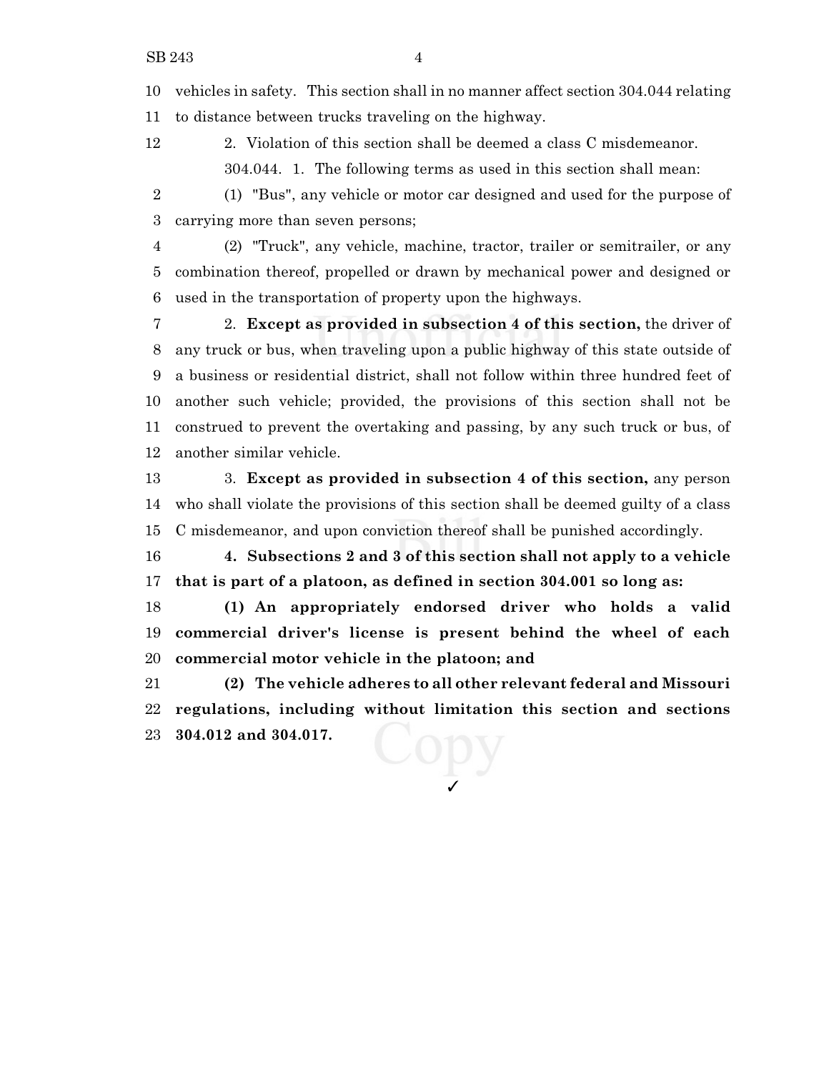vehicles in safety. This section shall in no manner affect section 304.044 relating to distance between trucks traveling on the highway.

2. Violation of this section shall be deemed a class C misdemeanor.

304.044. 1. The following terms as used in this section shall mean:

(1) "Bus", any vehicle or motor car designed and used for the purpose of carrying more than seven persons;

(2) "Truck", any vehicle, machine, tractor, trailer or semitrailer, or any combination thereof, propelled or drawn by mechanical power and designed or used in the transportation of property upon the highways.

2. **Except as provided in subsection 4 of this section,** the driver of any truck or bus, when traveling upon a public highway of this state outside of a business or residential district, shall not follow within three hundred feet of another such vehicle; provided, the provisions of this section shall not be construed to prevent the overtaking and passing, by any such truck or bus, of another similar vehicle.

3. **Except as provided in subsection 4 of this section,** any person who shall violate the provisions of this section shall be deemed guilty of a class C misdemeanor, and upon conviction thereof shall be punished accordingly.

**4. Subsections 2 and 3 of this section shall not apply to a vehicle that is part of a platoon, as defined in section 304.001 so long as:**

**(1) An appropriately endorsed driver who holds a valid commercial driver's license is present behind the wheel of each commercial motor vehicle in the platoon; and**

**(2) The vehicle adheres to all other relevant federal and Missouri regulations, including without limitation this section and sections 304.012 and 304.017.**

✓